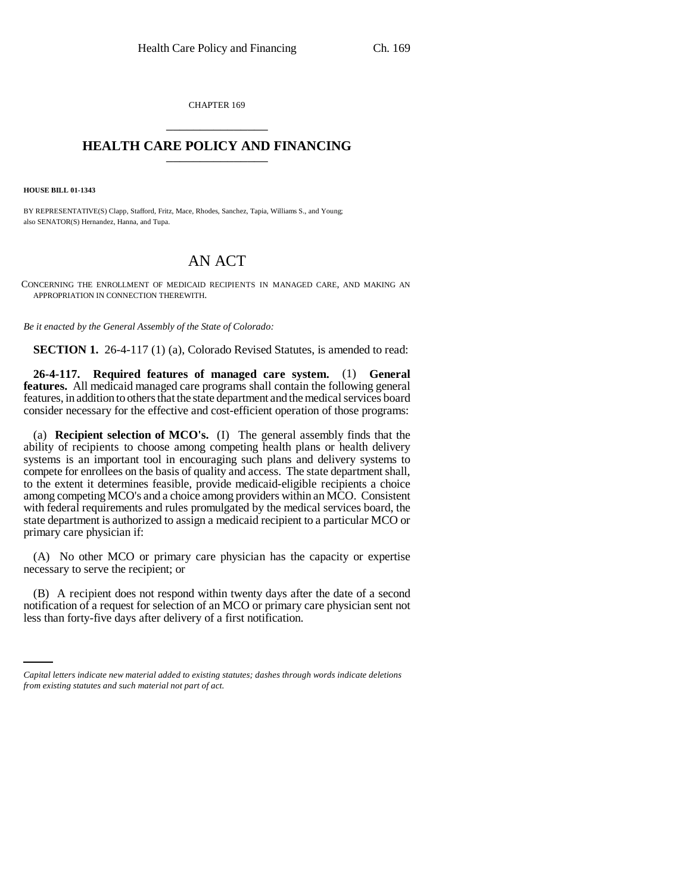CHAPTER 169

# HEALTH CARE POLICY AND FINANCING

**HOUSE BILL 01-1343**

BY REPRESENTATIVE(S) Clapp, Stafford, Fritz, Mace, Rhodes, Sanchez, Tapia, Williams S., and Young;
also SENATOR(S) Hernandez, Hanna, and Tupa.

# AN ACT

CONCERNING THE ENROLLMENT OF MEDICAID RECIPIENTS IN MANAGED CARE, AND MAKING AN APPROPRIATION IN CONNECTION THEREWITH.

*Be it enacted by the General Assembly of the State of Colorado:*

**SECTION 1.** 26-4-117 (1) (a), Colorado Revised Statutes, is amended to read:

**26-4-117. Required features of managed care system.** (1) **General features.** All medicaid managed care programs shall contain the following general features, in addition to others that the state department and the medical services board consider necessary for the effective and cost-efficient operation of those programs:

(a) **Recipient selection of MCO's.** (I) The general assembly finds that the ability of recipients to choose among competing health plans or health delivery systems is an important tool in encouraging such plans and delivery systems to compete for enrollees on the basis of quality and access. The state department shall, to the extent it determines feasible, provide medicaid-eligible recipients a choice among competing MCO's and a choice among providers within an MCO. Consistent with federal requirements and rules promulgated by the medical services board, the state department is authorized to assign a medicaid recipient to a particular MCO or primary care physician if:

(A) No other MCO or primary care physician has the capacity or expertise necessary to serve the recipient; or

(B) A recipient does not respond within twenty days after the date of a second notification of a request for selection of an MCO or primary care physician sent not less than forty-five days after delivery of a first notification.

*Capital letters indicate new material added to existing statutes; dashes through words indicate deletions from existing statutes and such material not part of act.*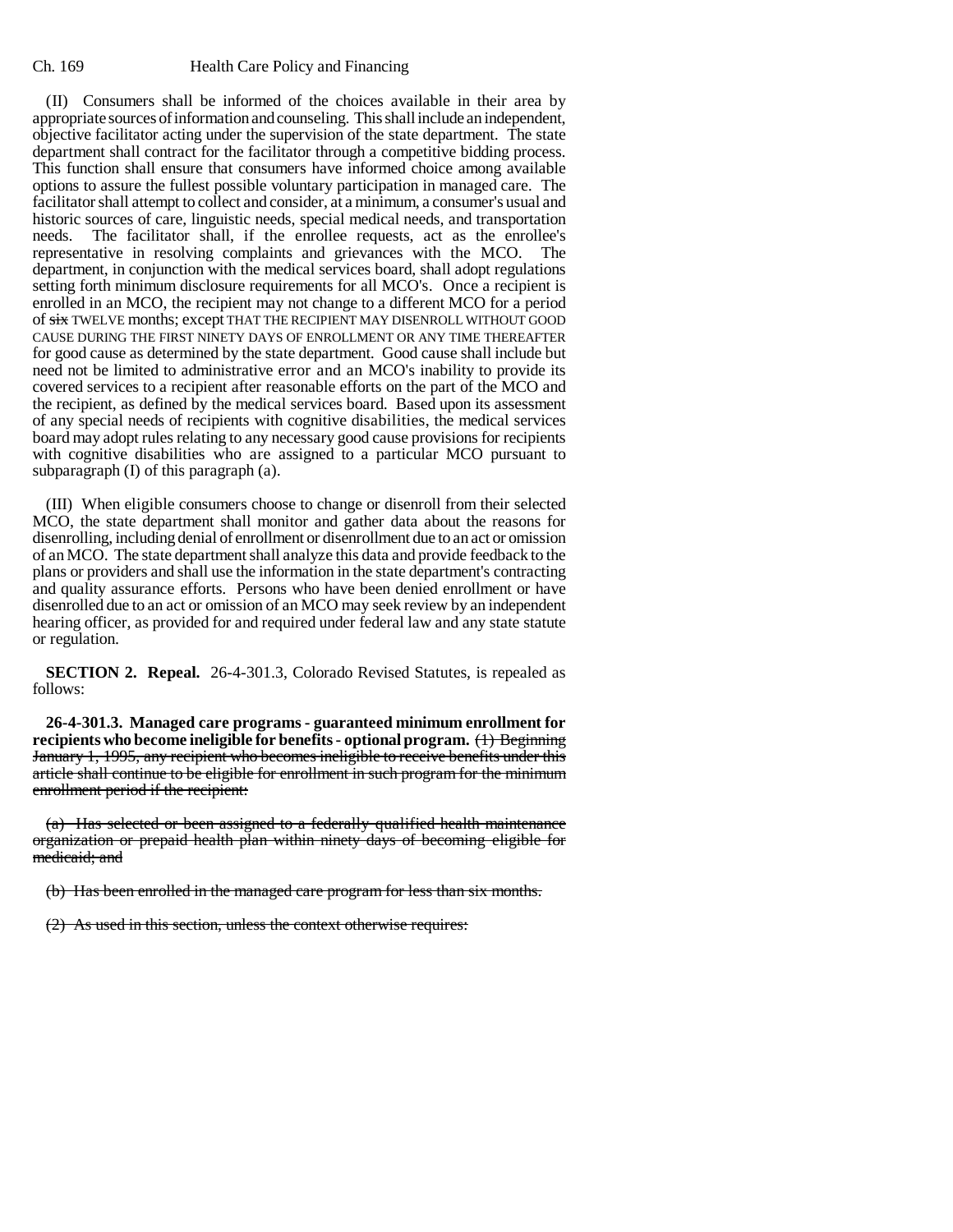(II) Consumers shall be informed of the choices available in their area by appropriate sources of information and counseling. This shall include an independent, objective facilitator acting under the supervision of the state department. The state department shall contract for the facilitator through a competitive bidding process. This function shall ensure that consumers have informed choice among available options to assure the fullest possible voluntary participation in managed care. The facilitator shall attempt to collect and consider, at a minimum, a consumer's usual and historic sources of care, linguistic needs, special medical needs, and transportation needs. The facilitator shall, if the enrollee requests, act as the enrollee's representative in resolving complaints and grievances with the MCO. The department, in conjunction with the medical services board, shall adopt regulations setting forth minimum disclosure requirements for all MCO's. Once a recipient is enrolled in an MCO, the recipient may not change to a different MCO for a period of ~~six~~ TWELVE months; except THAT THE RECIPIENT MAY DISENROLL WITHOUT GOOD CAUSE DURING THE FIRST NINETY DAYS OF ENROLLMENT OR ANY TIME THEREAFTER for good cause as determined by the state department. Good cause shall include but need not be limited to administrative error and an MCO's inability to provide its covered services to a recipient after reasonable efforts on the part of the MCO and the recipient, as defined by the medical services board. Based upon its assessment of any special needs of recipients with cognitive disabilities, the medical services board may adopt rules relating to any necessary good cause provisions for recipients with cognitive disabilities who are assigned to a particular MCO pursuant to subparagraph (I) of this paragraph (a).

(III) When eligible consumers choose to change or disenroll from their selected MCO, the state department shall monitor and gather data about the reasons for disenrolling, including denial of enrollment or disenrollment due to an act or omission of an MCO. The state department shall analyze this data and provide feedback to the plans or providers and shall use the information in the state department's contracting and quality assurance efforts. Persons who have been denied enrollment or have disenrolled due to an act or omission of an MCO may seek review by an independent hearing officer, as provided for and required under federal law and any state statute or regulation.

**SECTION 2. Repeal.** 26-4-301.3, Colorado Revised Statutes, is repealed as follows:

**26-4-301.3. Managed care programs - guaranteed minimum enrollment for recipients who become ineligible for benefits - optional program.** ~~(1) Beginning January 1, 1995, any recipient who becomes ineligible to receive benefits under this article shall continue to be eligible for enrollment in such program for the minimum enrollment period if the recipient:~~

~~(a) Has selected or been assigned to a federally qualified health maintenance organization or prepaid health plan within ninety days of becoming eligible for medicaid; and~~

~~(b) Has been enrolled in the managed care program for less than six months.~~

~~(2) As used in this section, unless the context otherwise requires:~~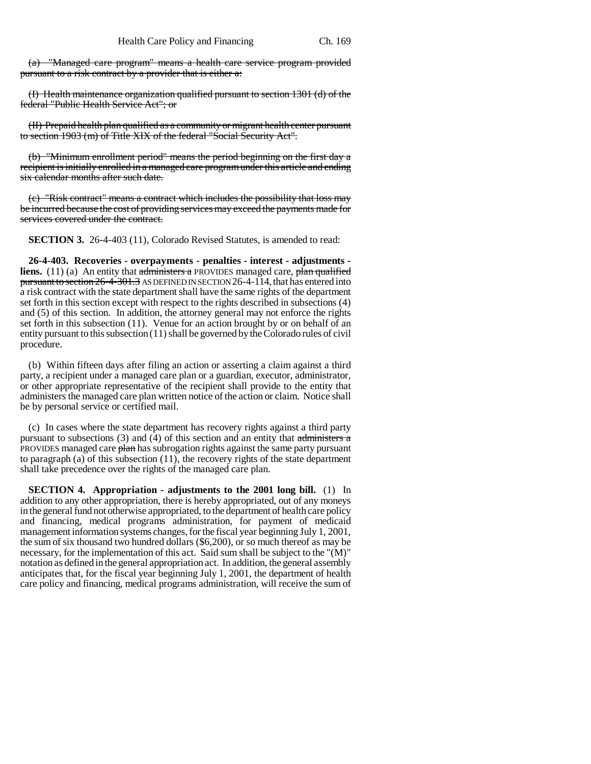~~(a) "Managed care program" means a health care service program provided pursuant to a risk contract by a provider that is either a:~~

~~(I) Health maintenance organization qualified pursuant to section 1301 (d) of the federal "Public Health Service Act"; or~~

~~(II) Prepaid health plan qualified as a community or migrant health center pursuant to section 1903 (m) of Title XIX of the federal "Social Security Act".~~

~~(b) "Minimum enrollment period" means the period beginning on the first day a recipient is initially enrolled in a managed care program under this article and ending six calendar months after such date.~~

~~(c) "Risk contract" means a contract which includes the possibility that loss may be incurred because the cost of providing services may exceed the payments made for services covered under the contract.~~

**SECTION 3.** 26-4-403 (11), Colorado Revised Statutes, is amended to read:

**26-4-403. Recoveries - overpayments - penalties - interest - adjustments - liens.** (11) (a) An entity that ~~administers a~~ PROVIDES managed care, ~~plan qualified pursuant to section 26-4-301.3~~ AS DEFINED IN SECTION 26-4-114, that has entered into a risk contract with the state department shall have the same rights of the department set forth in this section except with respect to the rights described in subsections (4) and (5) of this section. In addition, the attorney general may not enforce the rights set forth in this subsection (11). Venue for an action brought by or on behalf of an entity pursuant to this subsection (11) shall be governed by the Colorado rules of civil procedure.

(b) Within fifteen days after filing an action or asserting a claim against a third party, a recipient under a managed care plan or a guardian, executor, administrator, or other appropriate representative of the recipient shall provide to the entity that administers the managed care plan written notice of the action or claim. Notice shall be by personal service or certified mail.

(c) In cases where the state department has recovery rights against a third party pursuant to subsections (3) and (4) of this section and an entity that ~~administers a~~ PROVIDES managed care ~~plan~~ has subrogation rights against the same party pursuant to paragraph (a) of this subsection (11), the recovery rights of the state department shall take precedence over the rights of the managed care plan.

**SECTION 4. Appropriation - adjustments to the 2001 long bill.** (1) In addition to any other appropriation, there is hereby appropriated, out of any moneys in the general fund not otherwise appropriated, to the department of health care policy and financing, medical programs administration, for payment of medicaid management information systems changes, for the fiscal year beginning July 1, 2001, the sum of six thousand two hundred dollars ($6,200), or so much thereof as may be necessary, for the implementation of this act. Said sum shall be subject to the "(M)" notation as defined in the general appropriation act. In addition, the general assembly anticipates that, for the fiscal year beginning July 1, 2001, the department of health care policy and financing, medical programs administration, will receive the sum of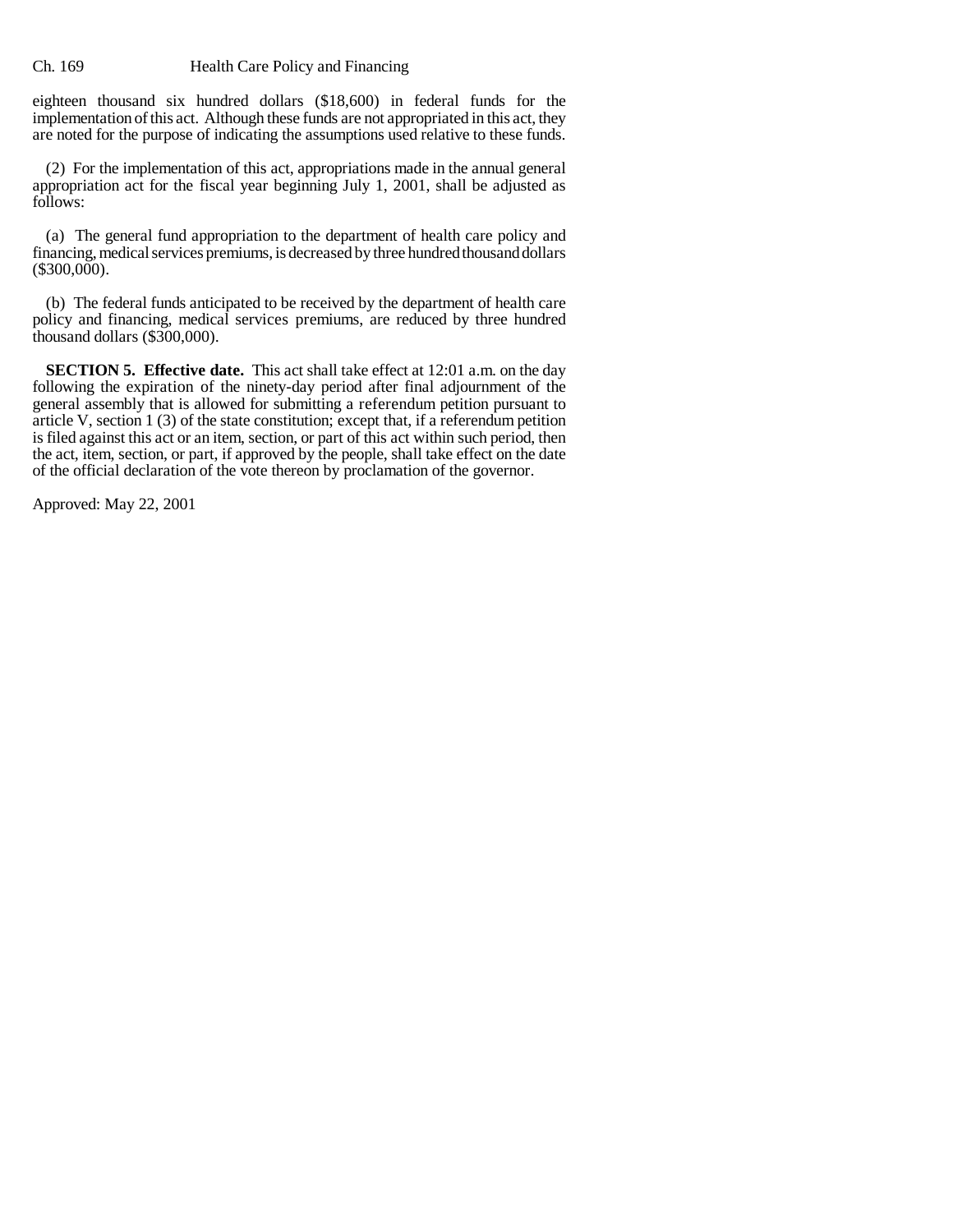eighteen thousand six hundred dollars ($18,600) in federal funds for the implementation of this act. Although these funds are not appropriated in this act, they are noted for the purpose of indicating the assumptions used relative to these funds.

(2) For the implementation of this act, appropriations made in the annual general appropriation act for the fiscal year beginning July 1, 2001, shall be adjusted as follows:

(a) The general fund appropriation to the department of health care policy and financing, medical services premiums, is decreased by three hundred thousand dollars ($300,000).

(b) The federal funds anticipated to be received by the department of health care policy and financing, medical services premiums, are reduced by three hundred thousand dollars ($300,000).

**SECTION 5. Effective date.** This act shall take effect at 12:01 a.m. on the day following the expiration of the ninety-day period after final adjournment of the general assembly that is allowed for submitting a referendum petition pursuant to article V, section 1 (3) of the state constitution; except that, if a referendum petition is filed against this act or an item, section, or part of this act within such period, then the act, item, section, or part, if approved by the people, shall take effect on the date of the official declaration of the vote thereon by proclamation of the governor.

Approved: May 22, 2001